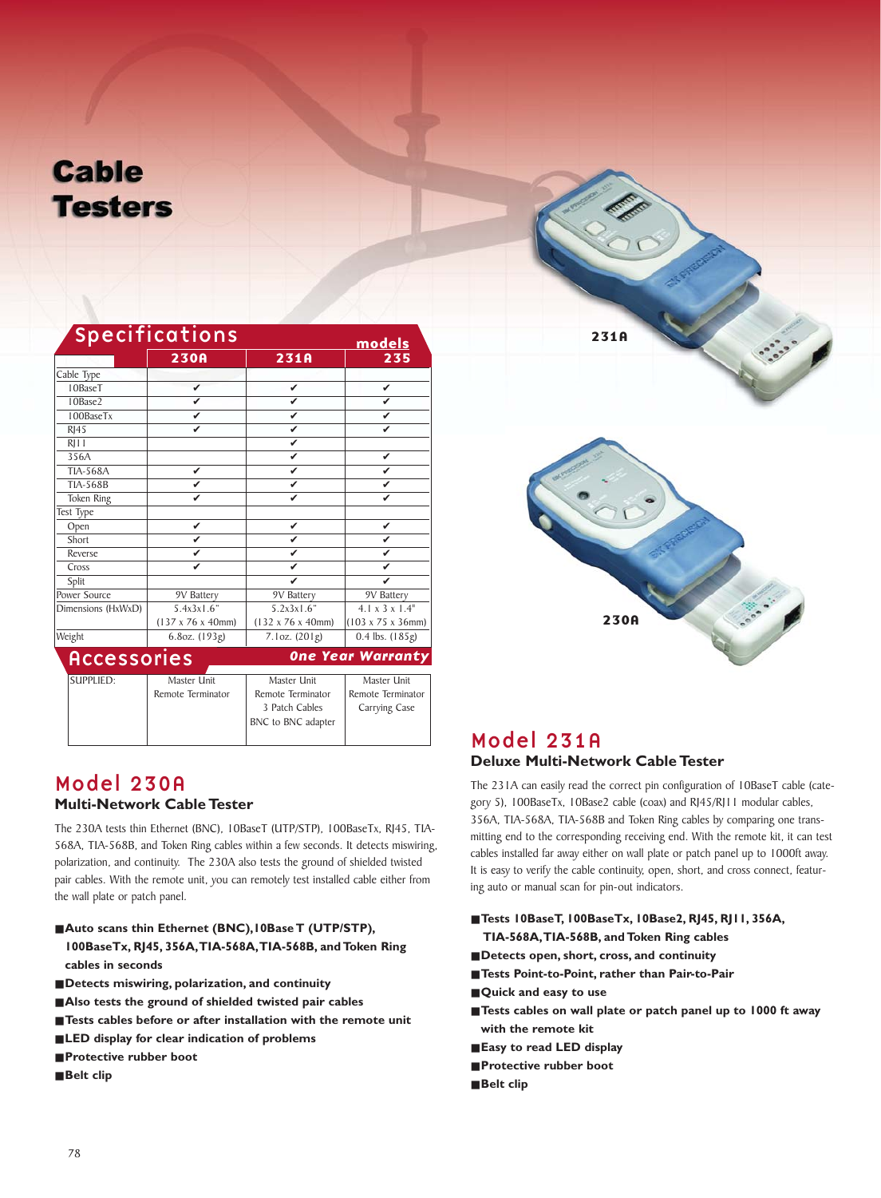# Cable Testers

## Specifications

| | models 230A | 231A | 235 |
|---|---|---|---|
| Cable Type | | | |
| 10BaseT | ✔ | ✔ | ✔ |
| 10Base2 | ✔ | ✔ | ✔ |
| 100BaseTx | ✔ | ✔ | ✔ |
| RJ45 | ✔ | ✔ | ✔ |
| RJ11 | | ✔ | |
| 356A | | ✔ | ✔ |
| TIA-568A | ✔ | ✔ | ✔ |
| TIA-568B | ✔ | ✔ | ✔ |
| Token Ring | ✔ | ✔ | ✔ |
| Test Type | | | |
| Open | ✔ | ✔ | ✔ |
| Short | ✔ | ✔ | ✔ |
| Reverse | ✔ | ✔ | ✔ |
| Cross | ✔ | ✔ | ✔ |
| Split | | ✔ | ✔ |
| Power Source | 9V Battery | 9V Battery | 9V Battery |
| Dimensions (HxWxD) | 5.4x3x1.6" (137 x 76 x 40mm) | 5.2x3x1.6" (132 x 76 x 40mm) | 4.1 x 3 x 1.4" (103 x 75 x 36mm) |
| Weight | 6.8oz. (193g) | 7.1oz. (201g) | 0.4 lbs. (185g) |

## Accessories

*One Year Warranty*

| | 230A | 231A | 235 |
|---|---|---|---|
| SUPPLIED: | Master Unit<br>Remote Terminator | Master Unit<br>Remote Terminator<br>3 Patch Cables<br>BNC to BNC adapter | Master Unit<br>Remote Terminator<br>Carrying Case |

231A

230A

## Model 230A

### Multi-Network Cable Tester

The 230A tests thin Ethernet (BNC), 10BaseT (UTP/STP), 100BaseTx, RJ45, TIA-568A, TIA-568B, and Token Ring cables within a few seconds. It detects miswiring, polarization, and continuity. The 230A also tests the ground of shielded twisted pair cables. With the remote unit, you can remotely test installed cable either from the wall plate or patch panel.

- **Auto scans thin Ethernet (BNC),10Base T (UTP/STP), 100BaseTx, RJ45, 356A, TIA-568A, TIA-568B, and Token Ring cables in seconds**
- **Detects miswiring, polarization, and continuity**
- **Also tests the ground of shielded twisted pair cables**
- **Tests cables before or after installation with the remote unit**
- **LED display for clear indication of problems**
- **Protective rubber boot**
- **Belt clip**

## Model 231A

### Deluxe Multi-Network Cable Tester

The 231A can easily read the correct pin configuration of 10BaseT cable (category 5), 100BaseTx, 10Base2 cable (coax) and RJ45/RJ11 modular cables, 356A, TIA-568A, TIA-568B and Token Ring cables by comparing one transmitting end to the corresponding receiving end. With the remote kit, it can test cables installed far away either on wall plate or patch panel up to 1000ft away. It is easy to verify the cable continuity, open, short, and cross connect, featuring auto or manual scan for pin-out indicators.

- **Tests 10BaseT, 100BaseTx, 10Base2, RJ45, RJ11, 356A, TIA-568A, TIA-568B, and Token Ring cables**
- **Detects open, short, cross, and continuity**
- **Tests Point-to-Point, rather than Pair-to-Pair**
- **Quick and easy to use**
- **Tests cables on wall plate or patch panel up to 1000 ft away with the remote kit**
- **Easy to read LED display**
- **Protective rubber boot**
- **Belt clip**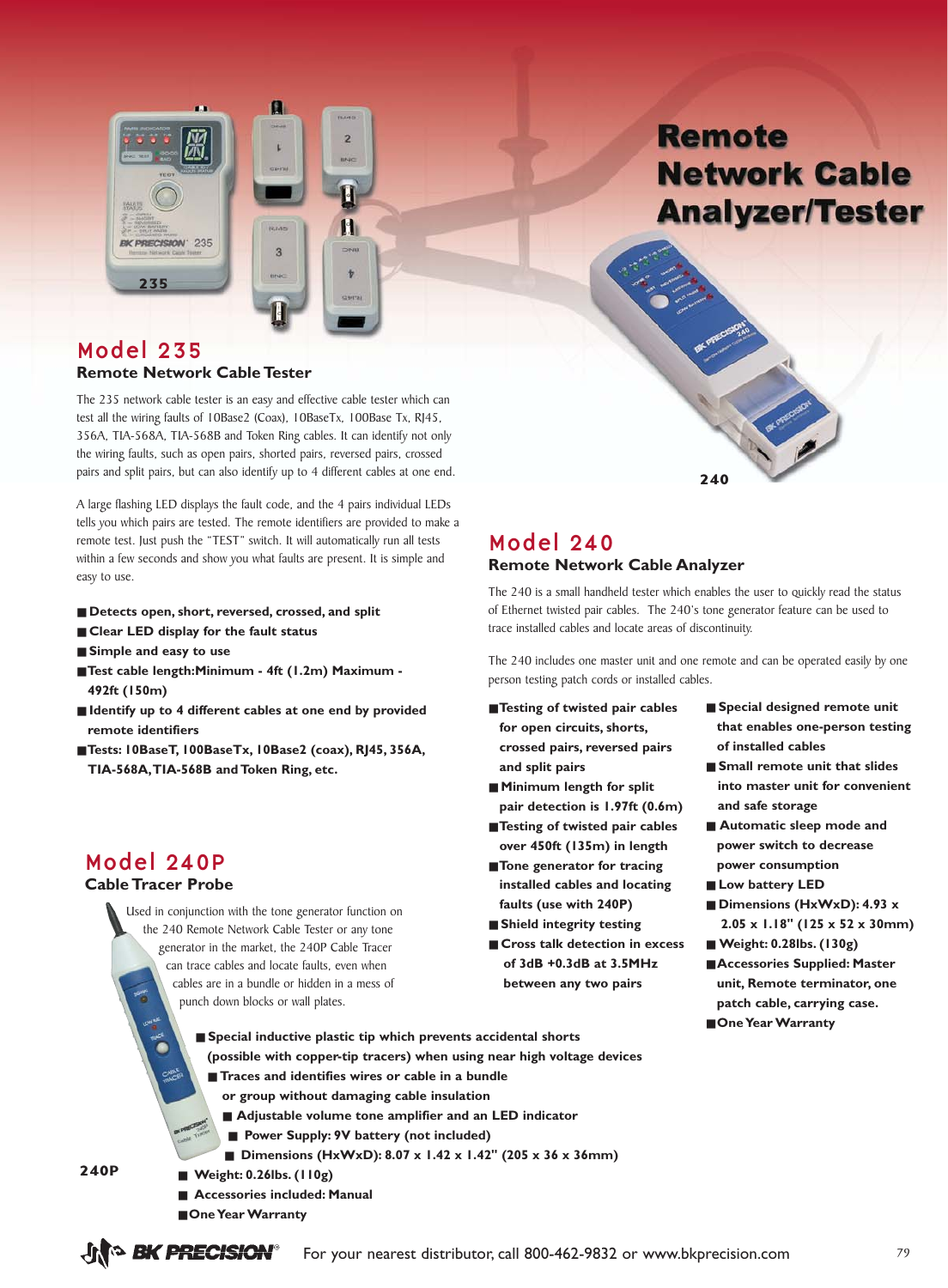# Remote Network Cable Analyzer/Tester

## Model 235

### Remote Network Cable Tester

The 235 network cable tester is an easy and effective cable tester which can test all the wiring faults of 10Base2 (Coax), 10BaseTx, 100Base Tx, RJ45, 356A, TIA-568A, TIA-568B and Token Ring cables. It can identify not only the wiring faults, such as open pairs, shorted pairs, reversed pairs, crossed pairs and split pairs, but can also identify up to 4 different cables at one end.

A large flashing LED displays the fault code, and the 4 pairs individual LEDs tells you which pairs are tested. The remote identifiers are provided to make a remote test. Just push the "TEST" switch. It will automatically run all tests within a few seconds and show you what faults are present. It is simple and easy to use.

- **Detects open, short, reversed, crossed, and split**
- **Clear LED display for the fault status**
- **Simple and easy to use**
- **Test cable length:Minimum - 4ft (1.2m) Maximum - 492ft (150m)**
- **Identify up to 4 different cables at one end by provided remote identifiers**
- **Tests: 10BaseT, 100BaseTx, 10Base2 (coax), RJ45, 356A, TIA-568A, TIA-568B and Token Ring, etc.**

## Model 240

### Remote Network Cable Analyzer

The 240 is a small handheld tester which enables the user to quickly read the status of Ethernet twisted pair cables. The 240's tone generator feature can be used to trace installed cables and locate areas of discontinuity.

The 240 includes one master unit and one remote and can be operated easily by one person testing patch cords or installed cables.

- **Testing of twisted pair cables for open circuits, shorts, crossed pairs, reversed pairs and split pairs**
- **Minimum length for split pair detection is 1.97ft (0.6m)**
- **Testing of twisted pair cables over 450ft (135m) in length**
- **Tone generator for tracing installed cables and locating faults (use with 240P)**
- **Shield integrity testing**
- **Cross talk detection in excess of 3dB +0.3dB at 3.5MHz between any two pairs**
- **Special designed remote unit that enables one-person testing of installed cables**
- **Small remote unit that slides into master unit for convenient and safe storage**
- **Automatic sleep mode and power switch to decrease power consumption**
- **Low battery LED**
- **Dimensions (HxWxD): 4.93 x 2.05 x 1.18" (125 x 52 x 30mm)**
- **Weight: 0.28lbs. (130g)**
- **Accessories Supplied: Master unit, Remote terminator, one patch cable, carrying case.**
- **One Year Warranty**

## Model 240P

### Cable Tracer Probe

Used in conjunction with the tone generator function on the 240 Remote Network Cable Tester or any tone generator in the market, the 240P Cable Tracer can trace cables and locate faults, even when cables are in a bundle or hidden in a mess of punch down blocks or wall plates.

- **Special inductive plastic tip which prevents accidental shorts (possible with copper-tip tracers) when using near high voltage devices**
- **Traces and identifies wires or cable in a bundle or group without damaging cable insulation**
- **Adjustable volume tone amplifier and an LED indicator**
- **Power Supply: 9V battery (not included)**
- **Dimensions (HxWxD): 8.07 x 1.42 x 1.42" (205 x 36 x 36mm)**
- **Weight: 0.26lbs. (110g)**
- **Accessories included: Manual**
- **One Year Warranty**

For your nearest distributor, call 800-462-9832 or www.bkprecision.com